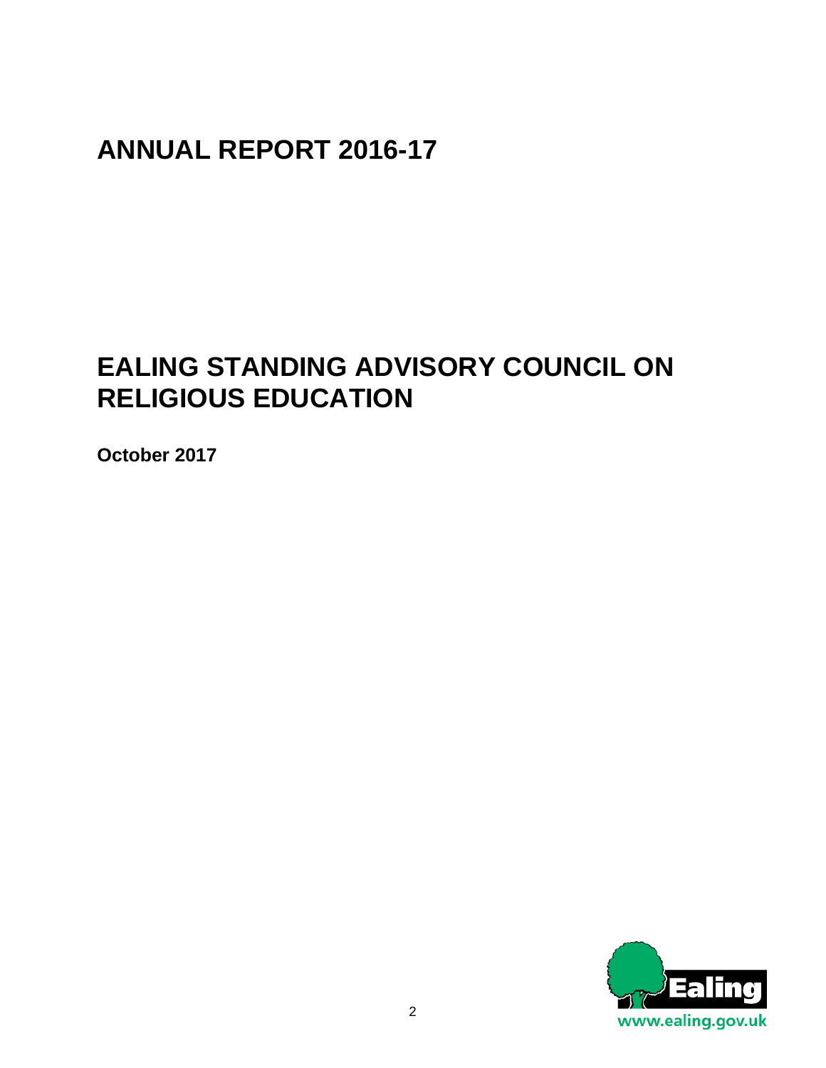# ANNUAL REPORT 2016-17

# EALING STANDING ADVISORY COUNCIL ON RELIGIOUS EDUCATION

**October 2017**

Ealing

www.ealing.gov.uk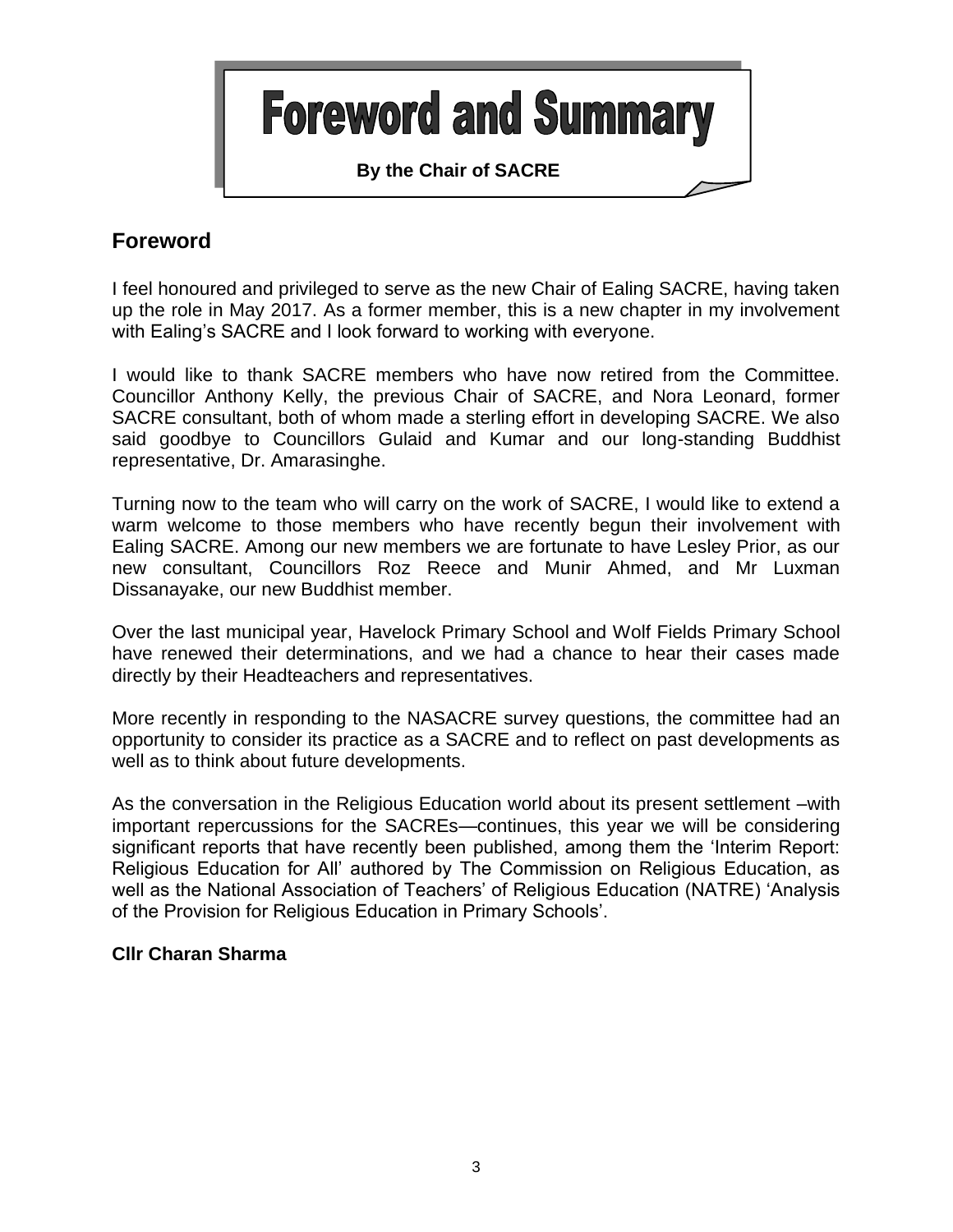# Foreword and Summary

**By the Chair of SACRE**

## Foreword

I feel honoured and privileged to serve as the new Chair of Ealing SACRE, having taken up the role in May 2017. As a former member, this is a new chapter in my involvement with Ealing's SACRE and I look forward to working with everyone.

I would like to thank SACRE members who have now retired from the Committee. Councillor Anthony Kelly, the previous Chair of SACRE, and Nora Leonard, former SACRE consultant, both of whom made a sterling effort in developing SACRE. We also said goodbye to Councillors Gulaid and Kumar and our long-standing Buddhist representative, Dr. Amarasinghe.

Turning now to the team who will carry on the work of SACRE, I would like to extend a warm welcome to those members who have recently begun their involvement with Ealing SACRE. Among our new members we are fortunate to have Lesley Prior, as our new consultant, Councillors Roz Reece and Munir Ahmed, and Mr Luxman Dissanayake, our new Buddhist member.

Over the last municipal year, Havelock Primary School and Wolf Fields Primary School have renewed their determinations, and we had a chance to hear their cases made directly by their Headteachers and representatives.

More recently in responding to the NASACRE survey questions, the committee had an opportunity to consider its practice as a SACRE and to reflect on past developments as well as to think about future developments.

As the conversation in the Religious Education world about its present settlement –with important repercussions for the SACREs—continues, this year we will be considering significant reports that have recently been published, among them the 'Interim Report: Religious Education for All' authored by The Commission on Religious Education, as well as the National Association of Teachers' of Religious Education (NATRE) 'Analysis of the Provision for Religious Education in Primary Schools'.

**Cllr Charan Sharma**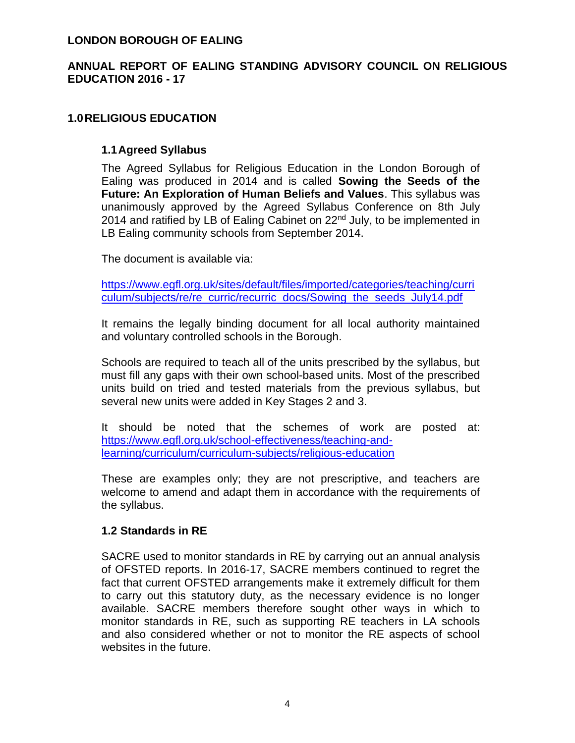**LONDON BOROUGH OF EALING**

**ANNUAL REPORT OF EALING STANDING ADVISORY COUNCIL ON RELIGIOUS EDUCATION 2016 - 17**

# 1.0 RELIGIOUS EDUCATION

## 1.1 Agreed Syllabus

The Agreed Syllabus for Religious Education in the London Borough of Ealing was produced in 2014 and is called **Sowing the Seeds of the Future: An Exploration of Human Beliefs and Values**. This syllabus was unanimously approved by the Agreed Syllabus Conference on 8th July 2014 and ratified by LB of Ealing Cabinet on 22nd July, to be implemented in LB Ealing community schools from September 2014.

The document is available via:

https://www.egfl.org.uk/sites/default/files/imported/categories/teaching/curriculum/subjects/re/re_curric/recurric_docs/Sowing_the_seeds_July14.pdf

It remains the legally binding document for all local authority maintained and voluntary controlled schools in the Borough.

Schools are required to teach all of the units prescribed by the syllabus, but must fill any gaps with their own school-based units. Most of the prescribed units build on tried and tested materials from the previous syllabus, but several new units were added in Key Stages 2 and 3.

It should be noted that the schemes of work are posted at: https://www.egfl.org.uk/school-effectiveness/teaching-and-learning/curriculum/curriculum-subjects/religious-education

These are examples only; they are not prescriptive, and teachers are welcome to amend and adapt them in accordance with the requirements of the syllabus.

## 1.2 Standards in RE

SACRE used to monitor standards in RE by carrying out an annual analysis of OFSTED reports. In 2016-17, SACRE members continued to regret the fact that current OFSTED arrangements make it extremely difficult for them to carry out this statutory duty, as the necessary evidence is no longer available. SACRE members therefore sought other ways in which to monitor standards in RE, such as supporting RE teachers in LA schools and also considered whether or not to monitor the RE aspects of school websites in the future.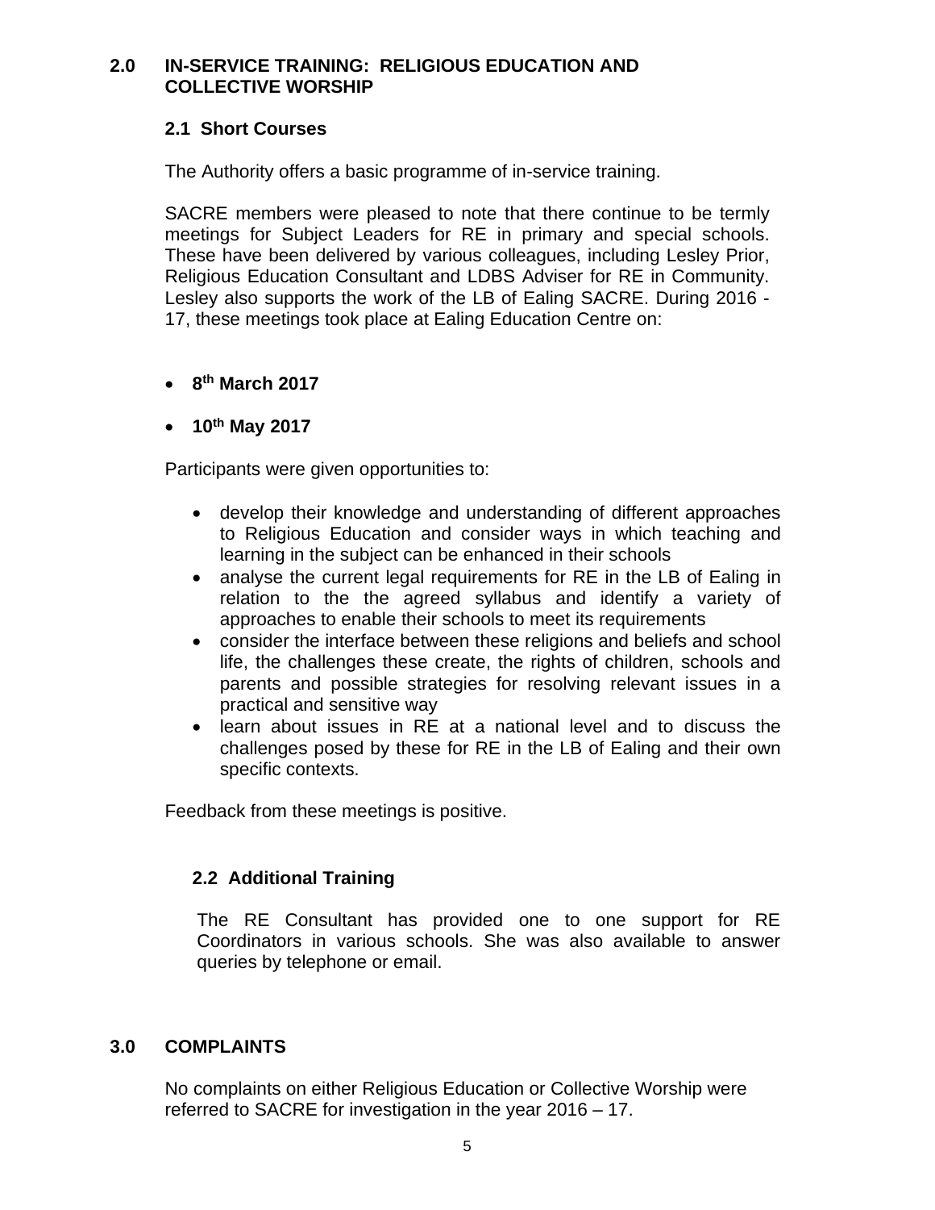## 2.0 IN-SERVICE TRAINING: RELIGIOUS EDUCATION AND COLLECTIVE WORSHIP

### 2.1 Short Courses

The Authority offers a basic programme of in-service training.

SACRE members were pleased to note that there continue to be termly meetings for Subject Leaders for RE in primary and special schools. These have been delivered by various colleagues, including Lesley Prior, Religious Education Consultant and LDBS Adviser for RE in Community. Lesley also supports the work of the LB of Ealing SACRE. During 2016 - 17, these meetings took place at Ealing Education Centre on:

- **8th March 2017**
- **10th May 2017**

Participants were given opportunities to:

- develop their knowledge and understanding of different approaches to Religious Education and consider ways in which teaching and learning in the subject can be enhanced in their schools
- analyse the current legal requirements for RE in the LB of Ealing in relation to the the agreed syllabus and identify a variety of approaches to enable their schools to meet its requirements
- consider the interface between these religions and beliefs and school life, the challenges these create, the rights of children, schools and parents and possible strategies for resolving relevant issues in a practical and sensitive way
- learn about issues in RE at a national level and to discuss the challenges posed by these for RE in the LB of Ealing and their own specific contexts.

Feedback from these meetings is positive.

### 2.2 Additional Training

The RE Consultant has provided one to one support for RE Coordinators in various schools. She was also available to answer queries by telephone or email.

## 3.0 COMPLAINTS

No complaints on either Religious Education or Collective Worship were referred to SACRE for investigation in the year 2016 – 17.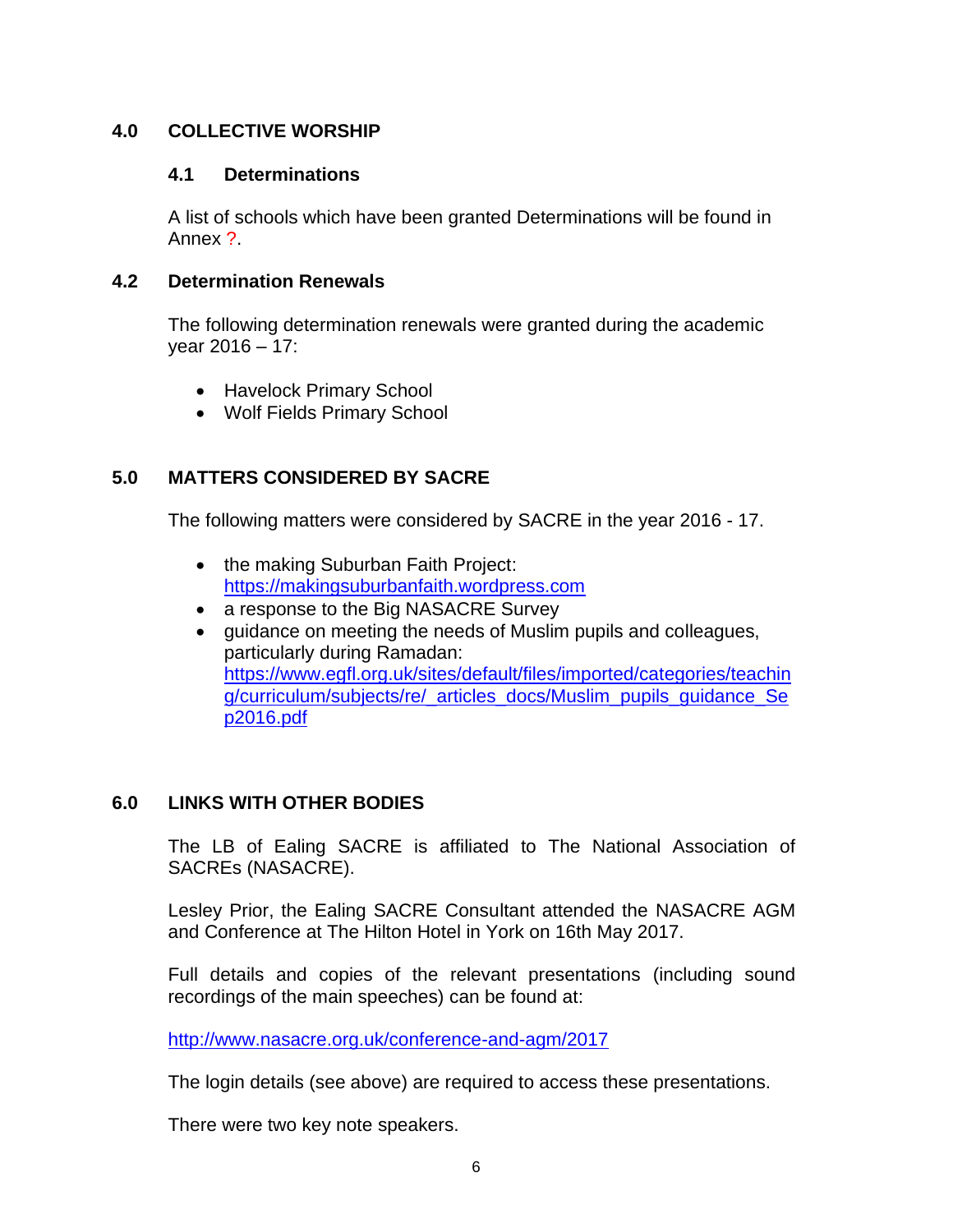## 4.0 COLLECTIVE WORSHIP

### 4.1 Determinations

A list of schools which have been granted Determinations will be found in Annex ?.

### 4.2 Determination Renewals

The following determination renewals were granted during the academic year 2016 – 17:

- Havelock Primary School
- Wolf Fields Primary School

## 5.0 MATTERS CONSIDERED BY SACRE

The following matters were considered by SACRE in the year 2016 - 17.

- the making Suburban Faith Project: https://makingsuburbanfaith.wordpress.com
- a response to the Big NASACRE Survey
- guidance on meeting the needs of Muslim pupils and colleagues, particularly during Ramadan: https://www.egfl.org.uk/sites/default/files/imported/categories/teaching/curriculum/subjects/re/_articles_docs/Muslim_pupils_guidance_Sep2016.pdf

## 6.0 LINKS WITH OTHER BODIES

The LB of Ealing SACRE is affiliated to The National Association of SACREs (NASACRE).

Lesley Prior, the Ealing SACRE Consultant attended the NASACRE AGM and Conference at The Hilton Hotel in York on 16th May 2017.

Full details and copies of the relevant presentations (including sound recordings of the main speeches) can be found at:

http://www.nasacre.org.uk/conference-and-agm/2017

The login details (see above) are required to access these presentations.

There were two key note speakers.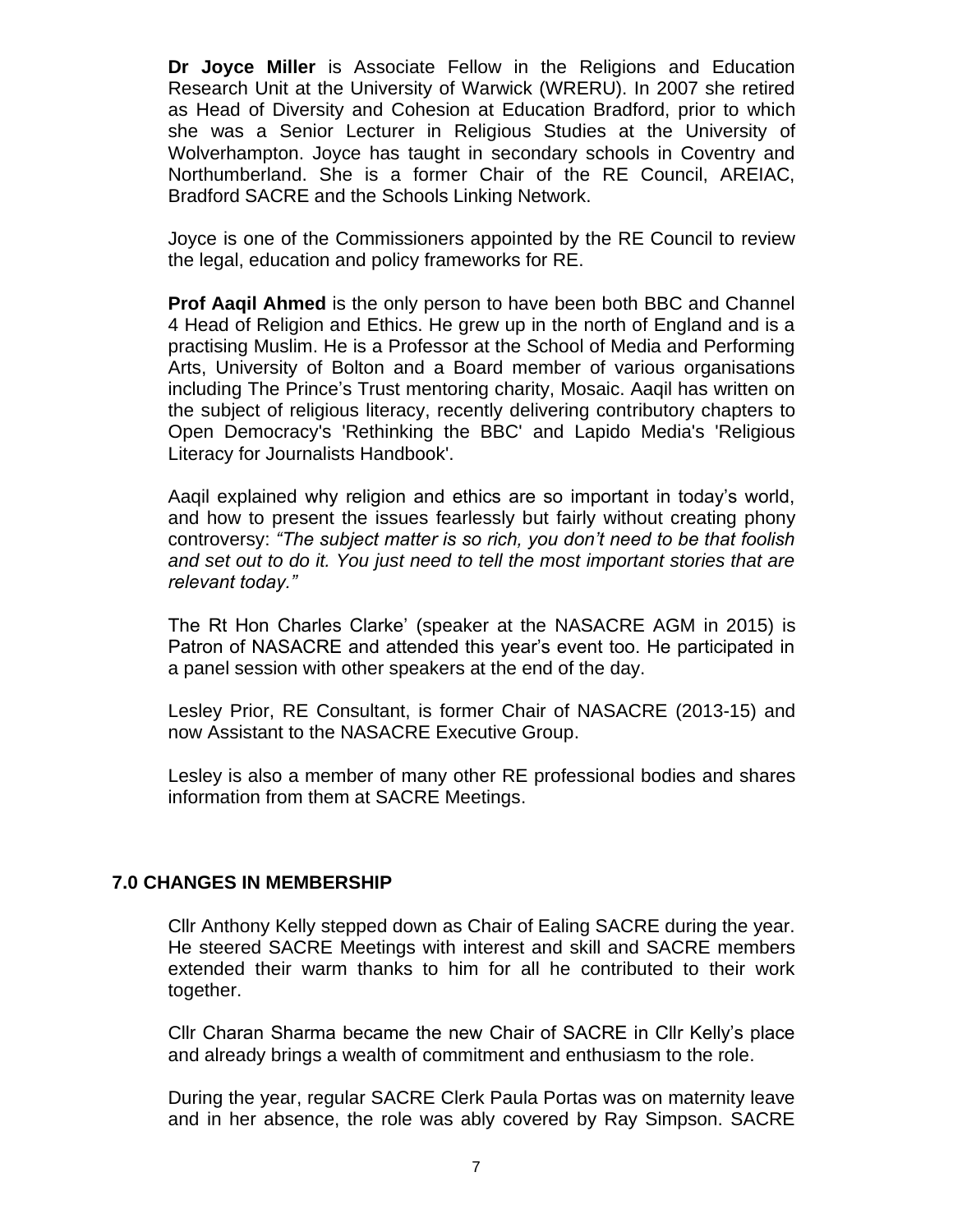**Dr Joyce Miller** is Associate Fellow in the Religions and Education Research Unit at the University of Warwick (WRERU). In 2007 she retired as Head of Diversity and Cohesion at Education Bradford, prior to which she was a Senior Lecturer in Religious Studies at the University of Wolverhampton. Joyce has taught in secondary schools in Coventry and Northumberland. She is a former Chair of the RE Council, AREIAC, Bradford SACRE and the Schools Linking Network.

Joyce is one of the Commissioners appointed by the RE Council to review the legal, education and policy frameworks for RE.

**Prof Aaqil Ahmed** is the only person to have been both BBC and Channel 4 Head of Religion and Ethics. He grew up in the north of England and is a practising Muslim. He is a Professor at the School of Media and Performing Arts, University of Bolton and a Board member of various organisations including The Prince's Trust mentoring charity, Mosaic. Aaqil has written on the subject of religious literacy, recently delivering contributory chapters to Open Democracy's 'Rethinking the BBC' and Lapido Media's 'Religious Literacy for Journalists Handbook'.

Aaqil explained why religion and ethics are so important in today's world, and how to present the issues fearlessly but fairly without creating phony controversy: *"The subject matter is so rich, you don't need to be that foolish and set out to do it. You just need to tell the most important stories that are relevant today."*

The Rt Hon Charles Clarke' (speaker at the NASACRE AGM in 2015) is Patron of NASACRE and attended this year's event too. He participated in a panel session with other speakers at the end of the day.

Lesley Prior, RE Consultant, is former Chair of NASACRE (2013-15) and now Assistant to the NASACRE Executive Group.

Lesley is also a member of many other RE professional bodies and shares information from them at SACRE Meetings.

## 7.0 CHANGES IN MEMBERSHIP

Cllr Anthony Kelly stepped down as Chair of Ealing SACRE during the year. He steered SACRE Meetings with interest and skill and SACRE members extended their warm thanks to him for all he contributed to their work together.

Cllr Charan Sharma became the new Chair of SACRE in Cllr Kelly's place and already brings a wealth of commitment and enthusiasm to the role.

During the year, regular SACRE Clerk Paula Portas was on maternity leave and in her absence, the role was ably covered by Ray Simpson. SACRE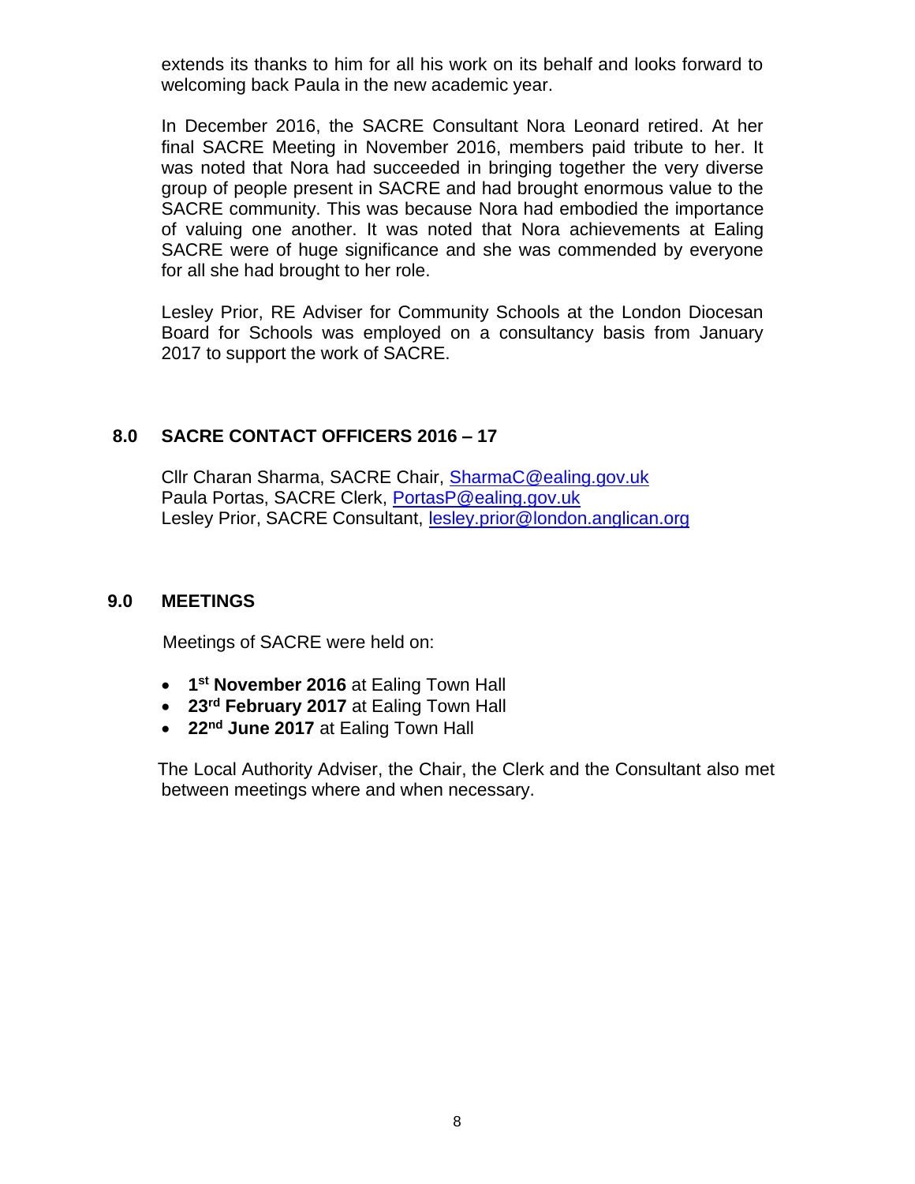extends its thanks to him for all his work on its behalf and looks forward to welcoming back Paula in the new academic year.

In December 2016, the SACRE Consultant Nora Leonard retired. At her final SACRE Meeting in November 2016, members paid tribute to her. It was noted that Nora had succeeded in bringing together the very diverse group of people present in SACRE and had brought enormous value to the SACRE community. This was because Nora had embodied the importance of valuing one another. It was noted that Nora achievements at Ealing SACRE were of huge significance and she was commended by everyone for all she had brought to her role.

Lesley Prior, RE Adviser for Community Schools at the London Diocesan Board for Schools was employed on a consultancy basis from January 2017 to support the work of SACRE.

## 8.0 SACRE CONTACT OFFICERS 2016 – 17

Cllr Charan Sharma, SACRE Chair, SharmaC@ealing.gov.uk
Paula Portas, SACRE Clerk, PortasP@ealing.gov.uk
Lesley Prior, SACRE Consultant, lesley.prior@london.anglican.org

## 9.0 MEETINGS

Meetings of SACRE were held on:

- **1st November 2016** at Ealing Town Hall
- **23rd February 2017** at Ealing Town Hall
- **22nd June 2017** at Ealing Town Hall

The Local Authority Adviser, the Chair, the Clerk and the Consultant also met between meetings where and when necessary.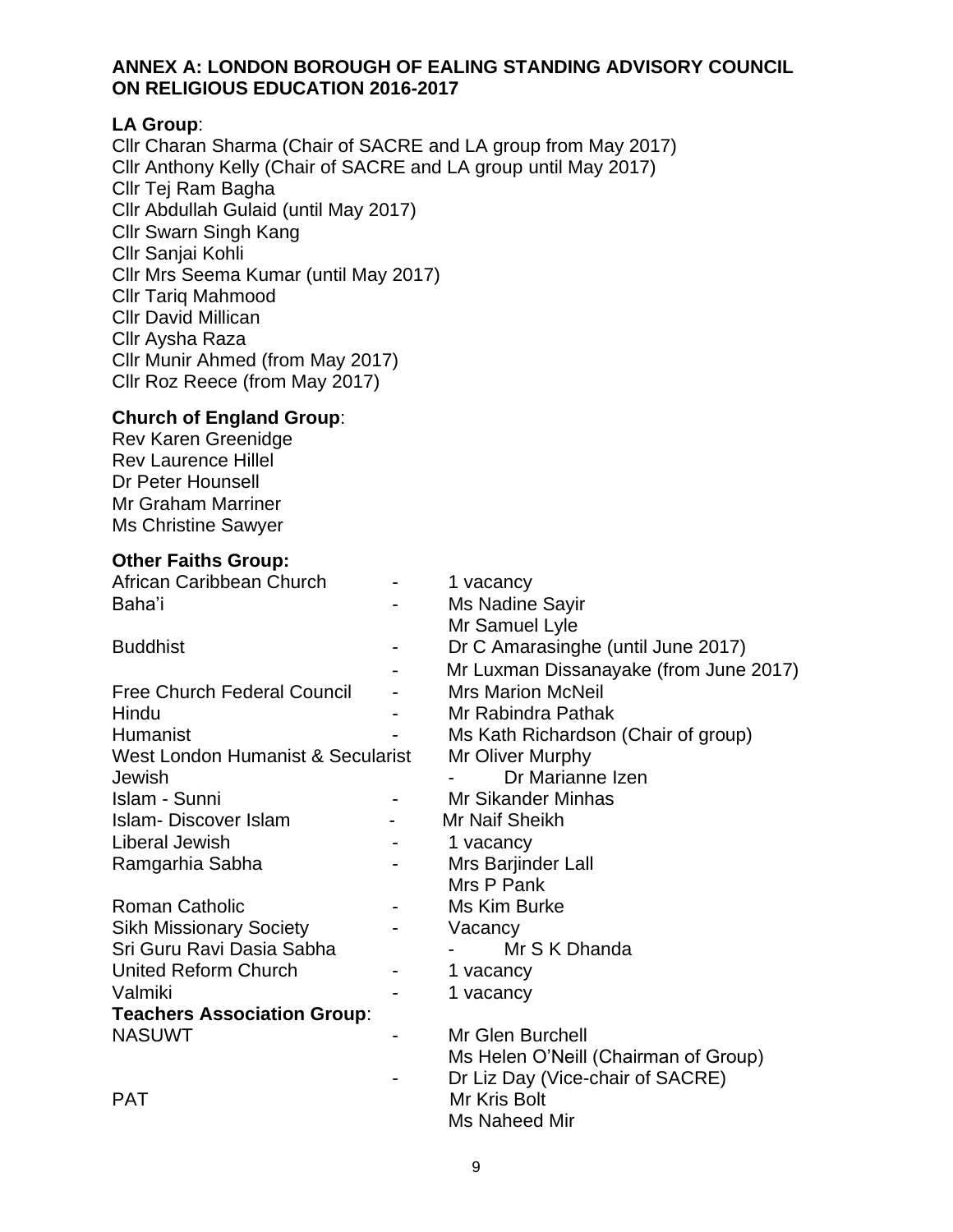## ANNEX A: LONDON BOROUGH OF EALING STANDING ADVISORY COUNCIL ON RELIGIOUS EDUCATION 2016-2017

**LA Group**:

Cllr Charan Sharma (Chair of SACRE and LA group from May 2017)
Cllr Anthony Kelly (Chair of SACRE and LA group until May 2017)
Cllr Tej Ram Bagha
Cllr Abdullah Gulaid (until May 2017)
Cllr Swarn Singh Kang
Cllr Sanjai Kohli
Cllr Mrs Seema Kumar (until May 2017)
Cllr Tariq Mahmood
Cllr David Millican
Cllr Aysha Raza
Cllr Munir Ahmed (from May 2017)
Cllr Roz Reece (from May 2017)

**Church of England Group**:

Rev Karen Greenidge
Rev Laurence Hillel
Dr Peter Hounsell
Mr Graham Marriner
Ms Christine Sawyer

**Other Faiths Group:**

| | | |
|---|---|---|
| African Caribbean Church | - | 1 vacancy |
| Baha'i | - | Ms Nadine Sayir |
| | | Mr Samuel Lyle |
| Buddhist | - | Dr C Amarasinghe (until June 2017) |
| | - | Mr Luxman Dissanayake (from June 2017) |
| Free Church Federal Council | - | Mrs Marion McNeil |
| Hindu | - | Mr Rabindra Pathak |
| Humanist | - | Ms Kath Richardson (Chair of group) |
| West London Humanist & Secularist | | Mr Oliver Murphy |
| Jewish | - | Dr Marianne Izen |
| Islam - Sunni | - | Mr Sikander Minhas |
| Islam- Discover Islam | - | Mr Naif Sheikh |
| Liberal Jewish | - | 1 vacancy |
| Ramgarhia Sabha | - | Mrs Barjinder Lall |
| | | Mrs P Pank |
| Roman Catholic | - | Ms Kim Burke |
| Sikh Missionary Society | - | Vacancy |
| Sri Guru Ravi Dasia Sabha | - | Mr S K Dhanda |
| United Reform Church | - | 1 vacancy |
| Valmiki | - | 1 vacancy |

**Teachers Association Group**:

| | | |
|---|---|---|
| NASUWT | - | Mr Glen Burchell |
| | | Ms Helen O'Neill (Chairman of Group) |
| | - | Dr Liz Day (Vice-chair of SACRE) |
| PAT | | Mr Kris Bolt |
| | | Ms Naheed Mir |